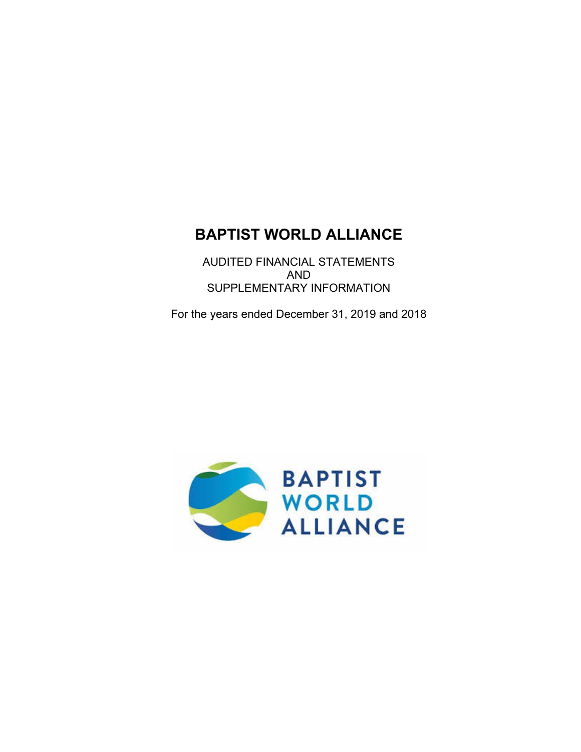# BAPTIST WORLD ALLIANCE

AUDITED FINANCIAL STATEMENTS
AND
SUPPLEMENTARY INFORMATION

For the years ended December 31, 2019 and 2018

BAPTIST
WORLD
ALLIANCE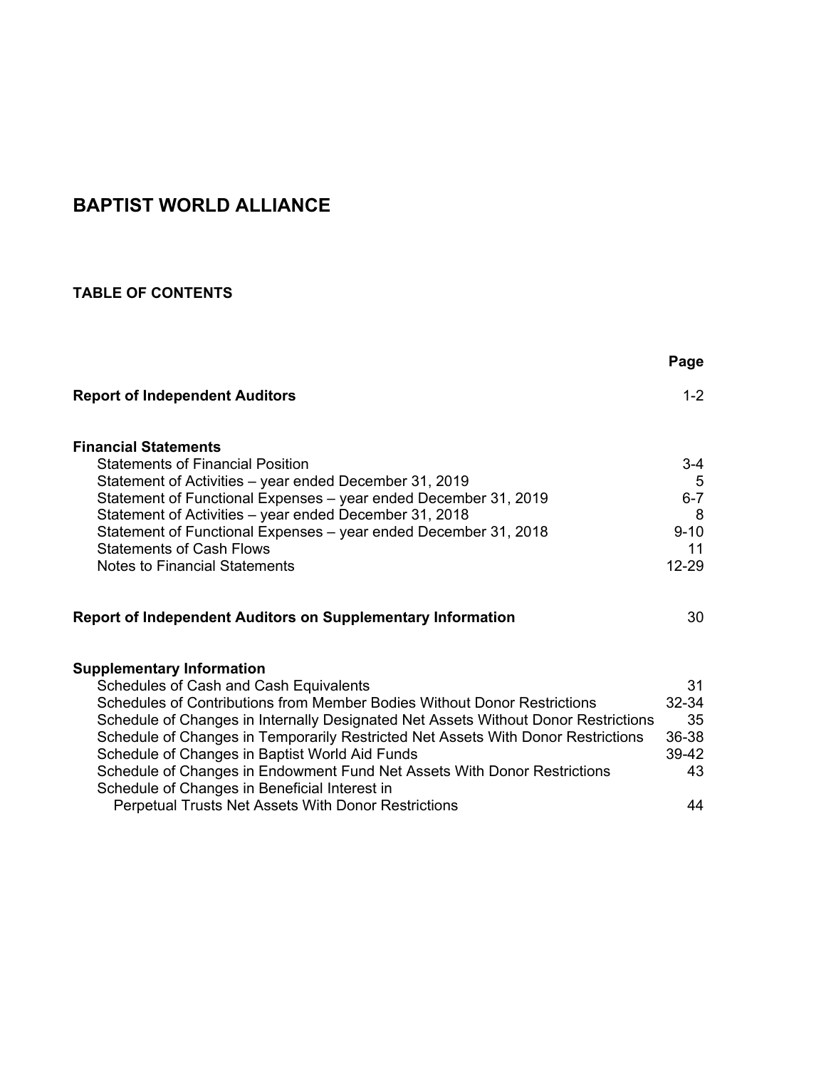# BAPTIST WORLD ALLIANCE

## TABLE OF CONTENTS

| | Page |
|---|---|
| **Report of Independent Auditors** | 1-2 |
| **Financial Statements** | |
| Statements of Financial Position | 3-4 |
| Statement of Activities – year ended December 31, 2019 | 5 |
| Statement of Functional Expenses – year ended December 31, 2019 | 6-7 |
| Statement of Activities – year ended December 31, 2018 | 8 |
| Statement of Functional Expenses – year ended December 31, 2018 | 9-10 |
| Statements of Cash Flows | 11 |
| Notes to Financial Statements | 12-29 |
| **Report of Independent Auditors on Supplementary Information** | 30 |
| **Supplementary Information** | |
| Schedules of Cash and Cash Equivalents | 31 |
| Schedules of Contributions from Member Bodies Without Donor Restrictions | 32-34 |
| Schedule of Changes in Internally Designated Net Assets Without Donor Restrictions | 35 |
| Schedule of Changes in Temporarily Restricted Net Assets With Donor Restrictions | 36-38 |
| Schedule of Changes in Baptist World Aid Funds | 39-42 |
| Schedule of Changes in Endowment Fund Net Assets With Donor Restrictions | 43 |
| Schedule of Changes in Beneficial Interest in Perpetual Trusts Net Assets With Donor Restrictions | 44 |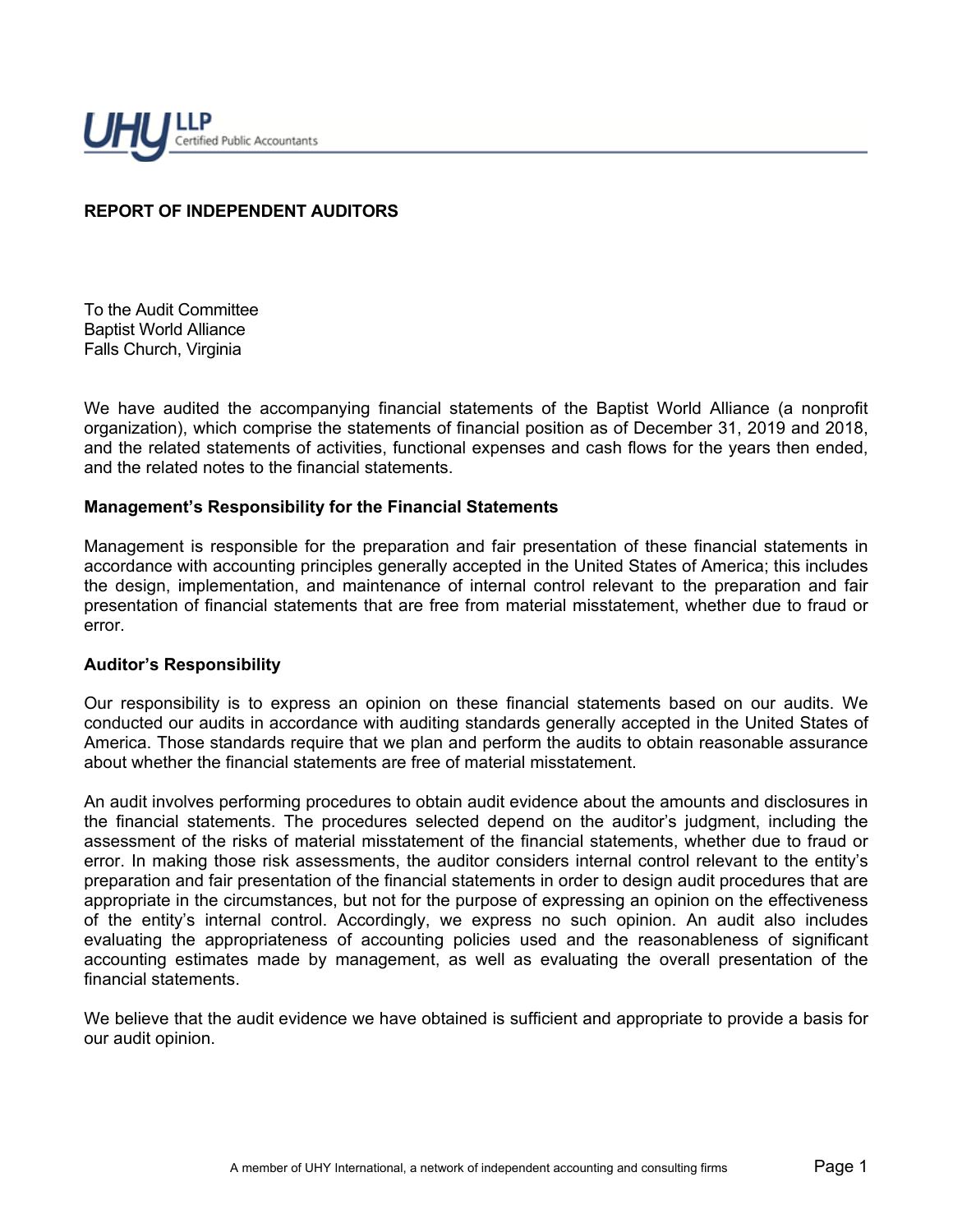UHY LLP Certified Public Accountants

## REPORT OF INDEPENDENT AUDITORS

To the Audit Committee
Baptist World Alliance
Falls Church, Virginia

We have audited the accompanying financial statements of the Baptist World Alliance (a nonprofit organization), which comprise the statements of financial position as of December 31, 2019 and 2018, and the related statements of activities, functional expenses and cash flows for the years then ended, and the related notes to the financial statements.

**Management's Responsibility for the Financial Statements**

Management is responsible for the preparation and fair presentation of these financial statements in accordance with accounting principles generally accepted in the United States of America; this includes the design, implementation, and maintenance of internal control relevant to the preparation and fair presentation of financial statements that are free from material misstatement, whether due to fraud or error.

**Auditor's Responsibility**

Our responsibility is to express an opinion on these financial statements based on our audits. We conducted our audits in accordance with auditing standards generally accepted in the United States of America. Those standards require that we plan and perform the audits to obtain reasonable assurance about whether the financial statements are free of material misstatement.

An audit involves performing procedures to obtain audit evidence about the amounts and disclosures in the financial statements. The procedures selected depend on the auditor's judgment, including the assessment of the risks of material misstatement of the financial statements, whether due to fraud or error. In making those risk assessments, the auditor considers internal control relevant to the entity's preparation and fair presentation of the financial statements in order to design audit procedures that are appropriate in the circumstances, but not for the purpose of expressing an opinion on the effectiveness of the entity's internal control. Accordingly, we express no such opinion. An audit also includes evaluating the appropriateness of accounting policies used and the reasonableness of significant accounting estimates made by management, as well as evaluating the overall presentation of the financial statements.

We believe that the audit evidence we have obtained is sufficient and appropriate to provide a basis for our audit opinion.

A member of UHY International, a network of independent accounting and consulting firms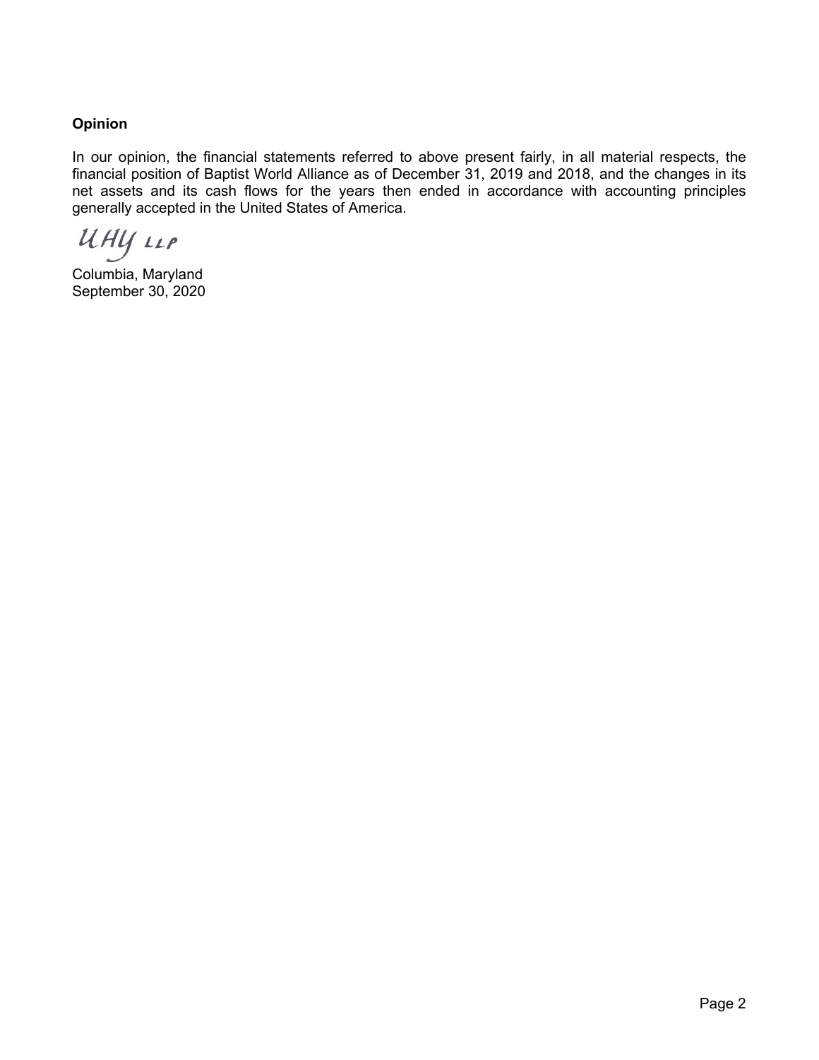**Opinion**

In our opinion, the financial statements referred to above present fairly, in all material respects, the financial position of Baptist World Alliance as of December 31, 2019 and 2018, and the changes in its net assets and its cash flows for the years then ended in accordance with accounting principles generally accepted in the United States of America.

UHY LLP

Columbia, Maryland
September 30, 2020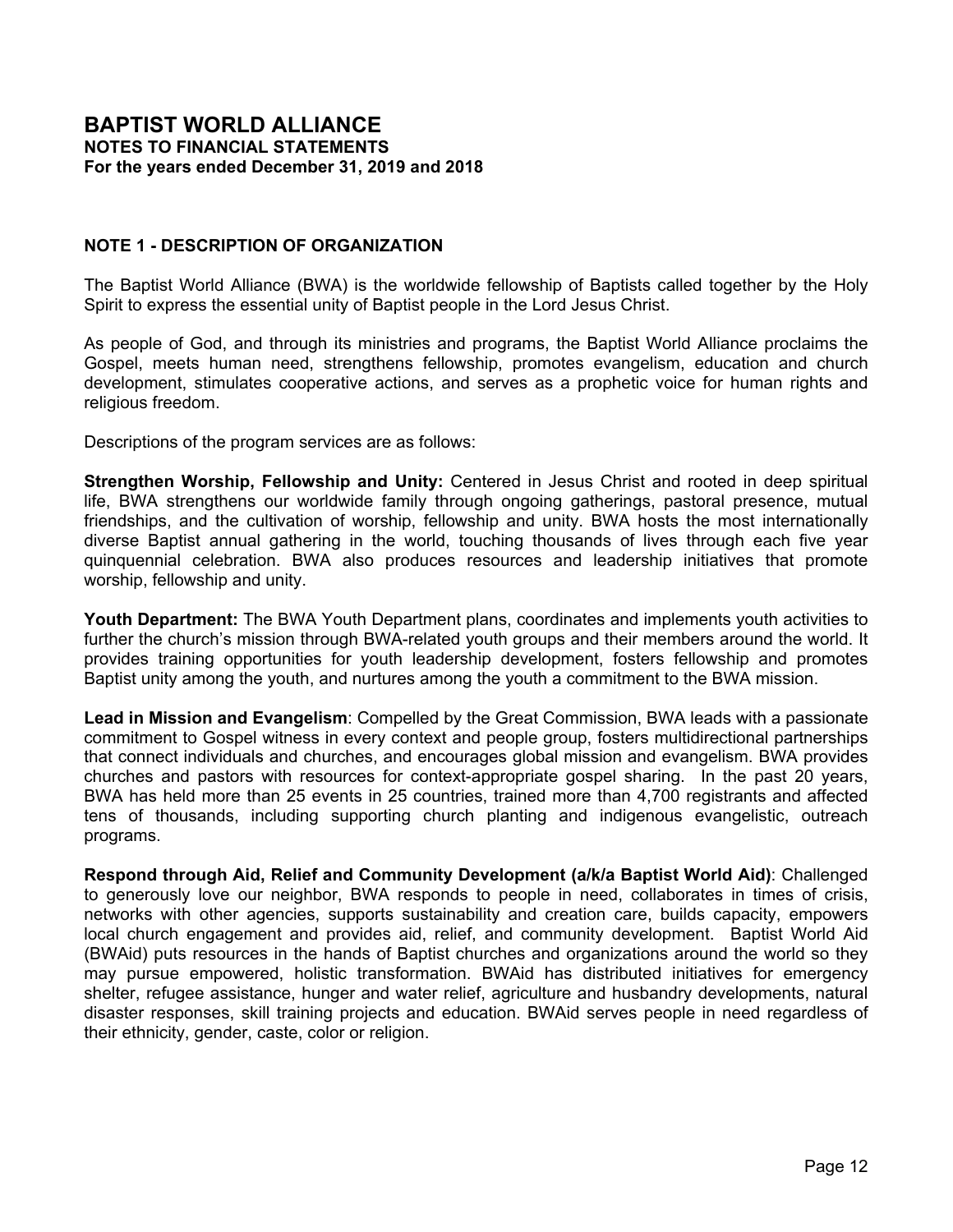# BAPTIST WORLD ALLIANCE

**NOTES TO FINANCIAL STATEMENTS**
**For the years ended December 31, 2019 and 2018**

## NOTE 1 - DESCRIPTION OF ORGANIZATION

The Baptist World Alliance (BWA) is the worldwide fellowship of Baptists called together by the Holy Spirit to express the essential unity of Baptist people in the Lord Jesus Christ.

As people of God, and through its ministries and programs, the Baptist World Alliance proclaims the Gospel, meets human need, strengthens fellowship, promotes evangelism, education and church development, stimulates cooperative actions, and serves as a prophetic voice for human rights and religious freedom.

Descriptions of the program services are as follows:

**Strengthen Worship, Fellowship and Unity:** Centered in Jesus Christ and rooted in deep spiritual life, BWA strengthens our worldwide family through ongoing gatherings, pastoral presence, mutual friendships, and the cultivation of worship, fellowship and unity. BWA hosts the most internationally diverse Baptist annual gathering in the world, touching thousands of lives through each five year quinquennial celebration. BWA also produces resources and leadership initiatives that promote worship, fellowship and unity.

**Youth Department:** The BWA Youth Department plans, coordinates and implements youth activities to further the church's mission through BWA-related youth groups and their members around the world. It provides training opportunities for youth leadership development, fosters fellowship and promotes Baptist unity among the youth, and nurtures among the youth a commitment to the BWA mission.

**Lead in Mission and Evangelism**: Compelled by the Great Commission, BWA leads with a passionate commitment to Gospel witness in every context and people group, fosters multidirectional partnerships that connect individuals and churches, and encourages global mission and evangelism. BWA provides churches and pastors with resources for context-appropriate gospel sharing. In the past 20 years, BWA has held more than 25 events in 25 countries, trained more than 4,700 registrants and affected tens of thousands, including supporting church planting and indigenous evangelistic, outreach programs.

**Respond through Aid, Relief and Community Development (a/k/a Baptist World Aid)**: Challenged to generously love our neighbor, BWA responds to people in need, collaborates in times of crisis, networks with other agencies, supports sustainability and creation care, builds capacity, empowers local church engagement and provides aid, relief, and community development. Baptist World Aid (BWAid) puts resources in the hands of Baptist churches and organizations around the world so they may pursue empowered, holistic transformation. BWAid has distributed initiatives for emergency shelter, refugee assistance, hunger and water relief, agriculture and husbandry developments, natural disaster responses, skill training projects and education. BWAid serves people in need regardless of their ethnicity, gender, caste, color or religion.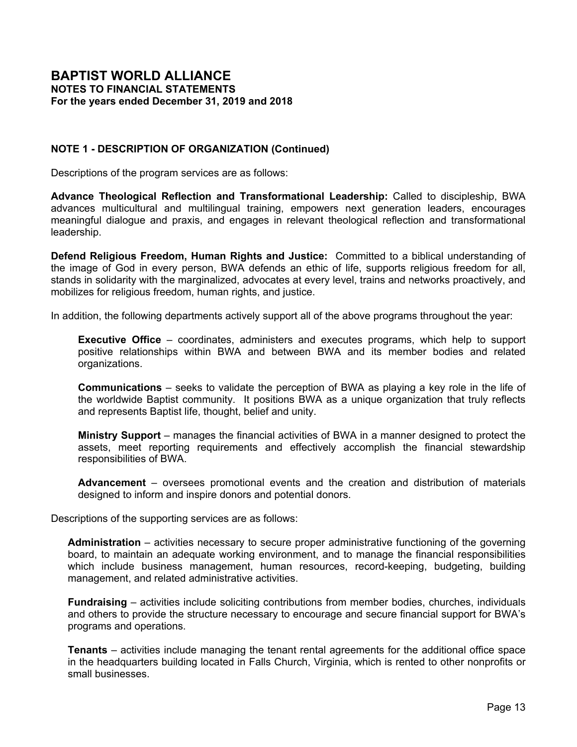# BAPTIST WORLD ALLIANCE

**NOTES TO FINANCIAL STATEMENTS**
**For the years ended December 31, 2019 and 2018**

## NOTE 1 - DESCRIPTION OF ORGANIZATION (Continued)

Descriptions of the program services are as follows:

**Advance Theological Reflection and Transformational Leadership:** Called to discipleship, BWA advances multicultural and multilingual training, empowers next generation leaders, encourages meaningful dialogue and praxis, and engages in relevant theological reflection and transformational leadership.

**Defend Religious Freedom, Human Rights and Justice:** Committed to a biblical understanding of the image of God in every person, BWA defends an ethic of life, supports religious freedom for all, stands in solidarity with the marginalized, advocates at every level, trains and networks proactively, and mobilizes for religious freedom, human rights, and justice.

In addition, the following departments actively support all of the above programs throughout the year:

> **Executive Office** – coordinates, administers and executes programs, which help to support positive relationships within BWA and between BWA and its member bodies and related organizations.
>
> **Communications** – seeks to validate the perception of BWA as playing a key role in the life of the worldwide Baptist community. It positions BWA as a unique organization that truly reflects and represents Baptist life, thought, belief and unity.
>
> **Ministry Support** – manages the financial activities of BWA in a manner designed to protect the assets, meet reporting requirements and effectively accomplish the financial stewardship responsibilities of BWA.
>
> **Advancement** – oversees promotional events and the creation and distribution of materials designed to inform and inspire donors and potential donors.

Descriptions of the supporting services are as follows:

> **Administration** – activities necessary to secure proper administrative functioning of the governing board, to maintain an adequate working environment, and to manage the financial responsibilities which include business management, human resources, record-keeping, budgeting, building management, and related administrative activities.
>
> **Fundraising** – activities include soliciting contributions from member bodies, churches, individuals and others to provide the structure necessary to encourage and secure financial support for BWA's programs and operations.
>
> **Tenants** – activities include managing the tenant rental agreements for the additional office space in the headquarters building located in Falls Church, Virginia, which is rented to other nonprofits or small businesses.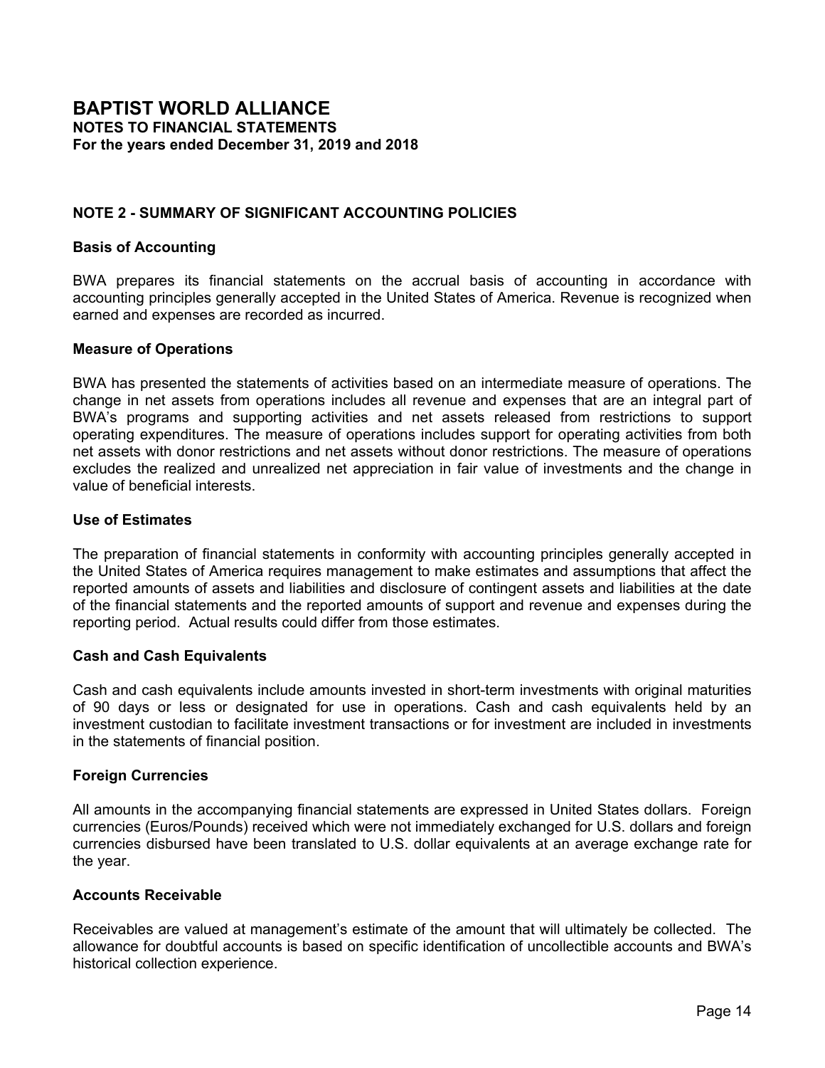# BAPTIST WORLD ALLIANCE

**NOTES TO FINANCIAL STATEMENTS**
**For the years ended December 31, 2019 and 2018**

## NOTE 2 - SUMMARY OF SIGNIFICANT ACCOUNTING POLICIES

### Basis of Accounting

BWA prepares its financial statements on the accrual basis of accounting in accordance with accounting principles generally accepted in the United States of America. Revenue is recognized when earned and expenses are recorded as incurred.

### Measure of Operations

BWA has presented the statements of activities based on an intermediate measure of operations. The change in net assets from operations includes all revenue and expenses that are an integral part of BWA's programs and supporting activities and net assets released from restrictions to support operating expenditures. The measure of operations includes support for operating activities from both net assets with donor restrictions and net assets without donor restrictions. The measure of operations excludes the realized and unrealized net appreciation in fair value of investments and the change in value of beneficial interests.

### Use of Estimates

The preparation of financial statements in conformity with accounting principles generally accepted in the United States of America requires management to make estimates and assumptions that affect the reported amounts of assets and liabilities and disclosure of contingent assets and liabilities at the date of the financial statements and the reported amounts of support and revenue and expenses during the reporting period. Actual results could differ from those estimates.

### Cash and Cash Equivalents

Cash and cash equivalents include amounts invested in short-term investments with original maturities of 90 days or less or designated for use in operations. Cash and cash equivalents held by an investment custodian to facilitate investment transactions or for investment are included in investments in the statements of financial position.

### Foreign Currencies

All amounts in the accompanying financial statements are expressed in United States dollars. Foreign currencies (Euros/Pounds) received which were not immediately exchanged for U.S. dollars and foreign currencies disbursed have been translated to U.S. dollar equivalents at an average exchange rate for the year.

### Accounts Receivable

Receivables are valued at management's estimate of the amount that will ultimately be collected. The allowance for doubtful accounts is based on specific identification of uncollectible accounts and BWA's historical collection experience.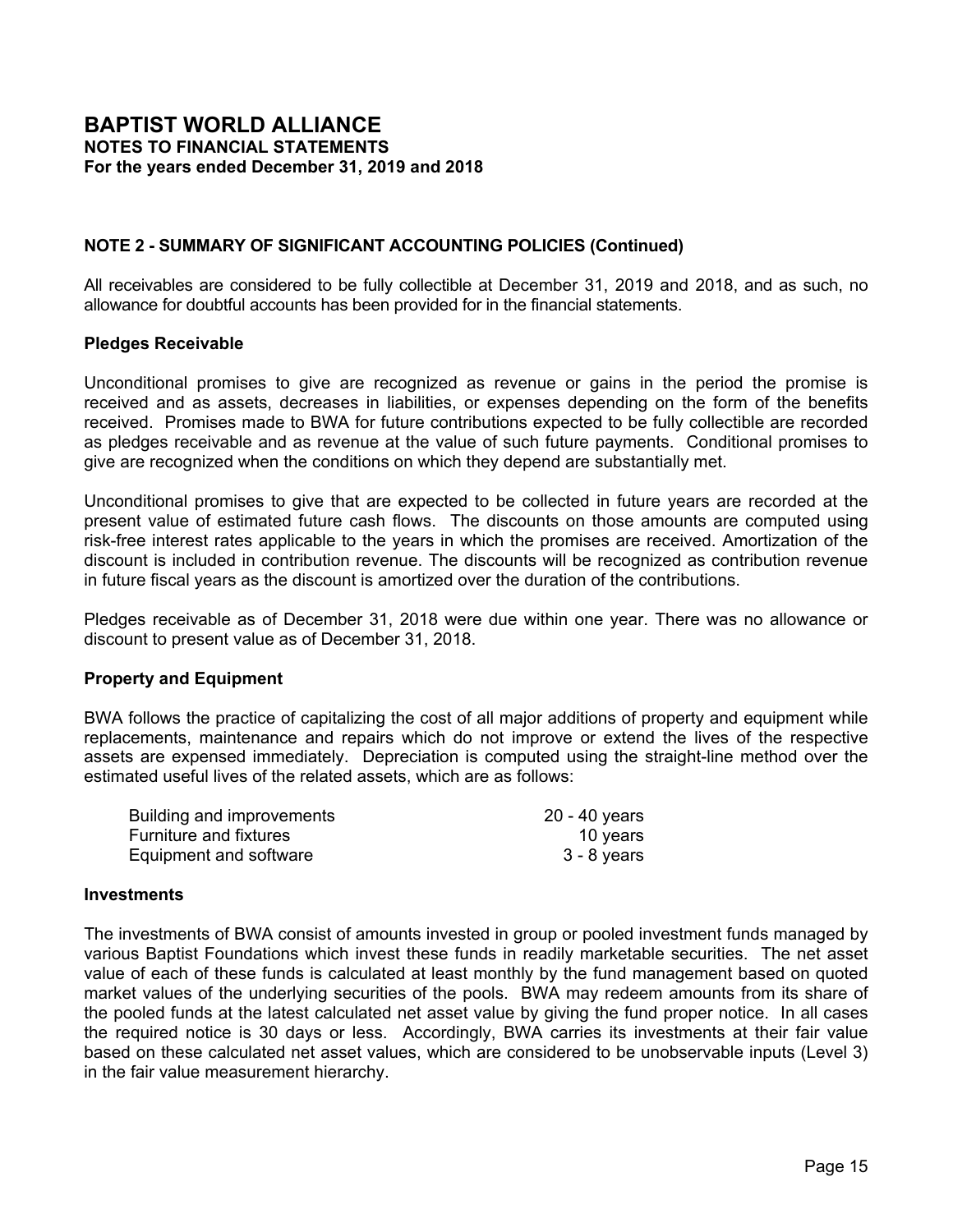# BAPTIST WORLD ALLIANCE

**NOTES TO FINANCIAL STATEMENTS**
**For the years ended December 31, 2019 and 2018**

## NOTE 2 - SUMMARY OF SIGNIFICANT ACCOUNTING POLICIES (Continued)

All receivables are considered to be fully collectible at December 31, 2019 and 2018, and as such, no allowance for doubtful accounts has been provided for in the financial statements.

### Pledges Receivable

Unconditional promises to give are recognized as revenue or gains in the period the promise is received and as assets, decreases in liabilities, or expenses depending on the form of the benefits received. Promises made to BWA for future contributions expected to be fully collectible are recorded as pledges receivable and as revenue at the value of such future payments. Conditional promises to give are recognized when the conditions on which they depend are substantially met.

Unconditional promises to give that are expected to be collected in future years are recorded at the present value of estimated future cash flows. The discounts on those amounts are computed using risk-free interest rates applicable to the years in which the promises are received. Amortization of the discount is included in contribution revenue. The discounts will be recognized as contribution revenue in future fiscal years as the discount is amortized over the duration of the contributions.

Pledges receivable as of December 31, 2018 were due within one year. There was no allowance or discount to present value as of December 31, 2018.

### Property and Equipment

BWA follows the practice of capitalizing the cost of all major additions of property and equipment while replacements, maintenance and repairs which do not improve or extend the lives of the respective assets are expensed immediately. Depreciation is computed using the straight-line method over the estimated useful lives of the related assets, which are as follows:

| | |
|---|---|
| Building and improvements | 20 - 40 years |
| Furniture and fixtures | 10 years |
| Equipment and software | 3 - 8 years |

### Investments

The investments of BWA consist of amounts invested in group or pooled investment funds managed by various Baptist Foundations which invest these funds in readily marketable securities. The net asset value of each of these funds is calculated at least monthly by the fund management based on quoted market values of the underlying securities of the pools. BWA may redeem amounts from its share of the pooled funds at the latest calculated net asset value by giving the fund proper notice. In all cases the required notice is 30 days or less. Accordingly, BWA carries its investments at their fair value based on these calculated net asset values, which are considered to be unobservable inputs (Level 3) in the fair value measurement hierarchy.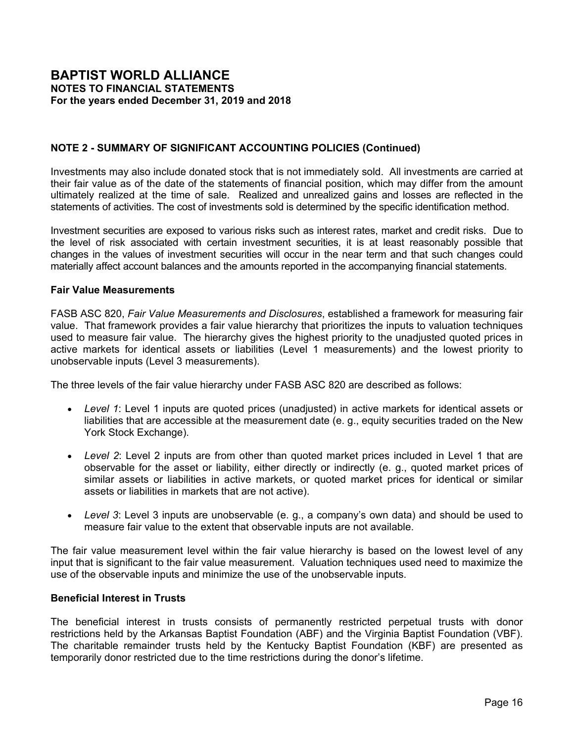## NOTE 2 - SUMMARY OF SIGNIFICANT ACCOUNTING POLICIES (Continued)

Investments may also include donated stock that is not immediately sold. All investments are carried at their fair value as of the date of the statements of financial position, which may differ from the amount ultimately realized at the time of sale. Realized and unrealized gains and losses are reflected in the statements of activities. The cost of investments sold is determined by the specific identification method.

Investment securities are exposed to various risks such as interest rates, market and credit risks. Due to the level of risk associated with certain investment securities, it is at least reasonably possible that changes in the values of investment securities will occur in the near term and that such changes could materially affect account balances and the amounts reported in the accompanying financial statements.

### Fair Value Measurements

FASB ASC 820, *Fair Value Measurements and Disclosures*, established a framework for measuring fair value. That framework provides a fair value hierarchy that prioritizes the inputs to valuation techniques used to measure fair value. The hierarchy gives the highest priority to the unadjusted quoted prices in active markets for identical assets or liabilities (Level 1 measurements) and the lowest priority to unobservable inputs (Level 3 measurements).

The three levels of the fair value hierarchy under FASB ASC 820 are described as follows:

- *Level 1*: Level 1 inputs are quoted prices (unadjusted) in active markets for identical assets or liabilities that are accessible at the measurement date (e. g., equity securities traded on the New York Stock Exchange).
- *Level 2*: Level 2 inputs are from other than quoted market prices included in Level 1 that are observable for the asset or liability, either directly or indirectly (e. g., quoted market prices of similar assets or liabilities in active markets, or quoted market prices for identical or similar assets or liabilities in markets that are not active).
- *Level 3*: Level 3 inputs are unobservable (e. g., a company's own data) and should be used to measure fair value to the extent that observable inputs are not available.

The fair value measurement level within the fair value hierarchy is based on the lowest level of any input that is significant to the fair value measurement. Valuation techniques used need to maximize the use of the observable inputs and minimize the use of the unobservable inputs.

### Beneficial Interest in Trusts

The beneficial interest in trusts consists of permanently restricted perpetual trusts with donor restrictions held by the Arkansas Baptist Foundation (ABF) and the Virginia Baptist Foundation (VBF). The charitable remainder trusts held by the Kentucky Baptist Foundation (KBF) are presented as temporarily donor restricted due to the time restrictions during the donor's lifetime.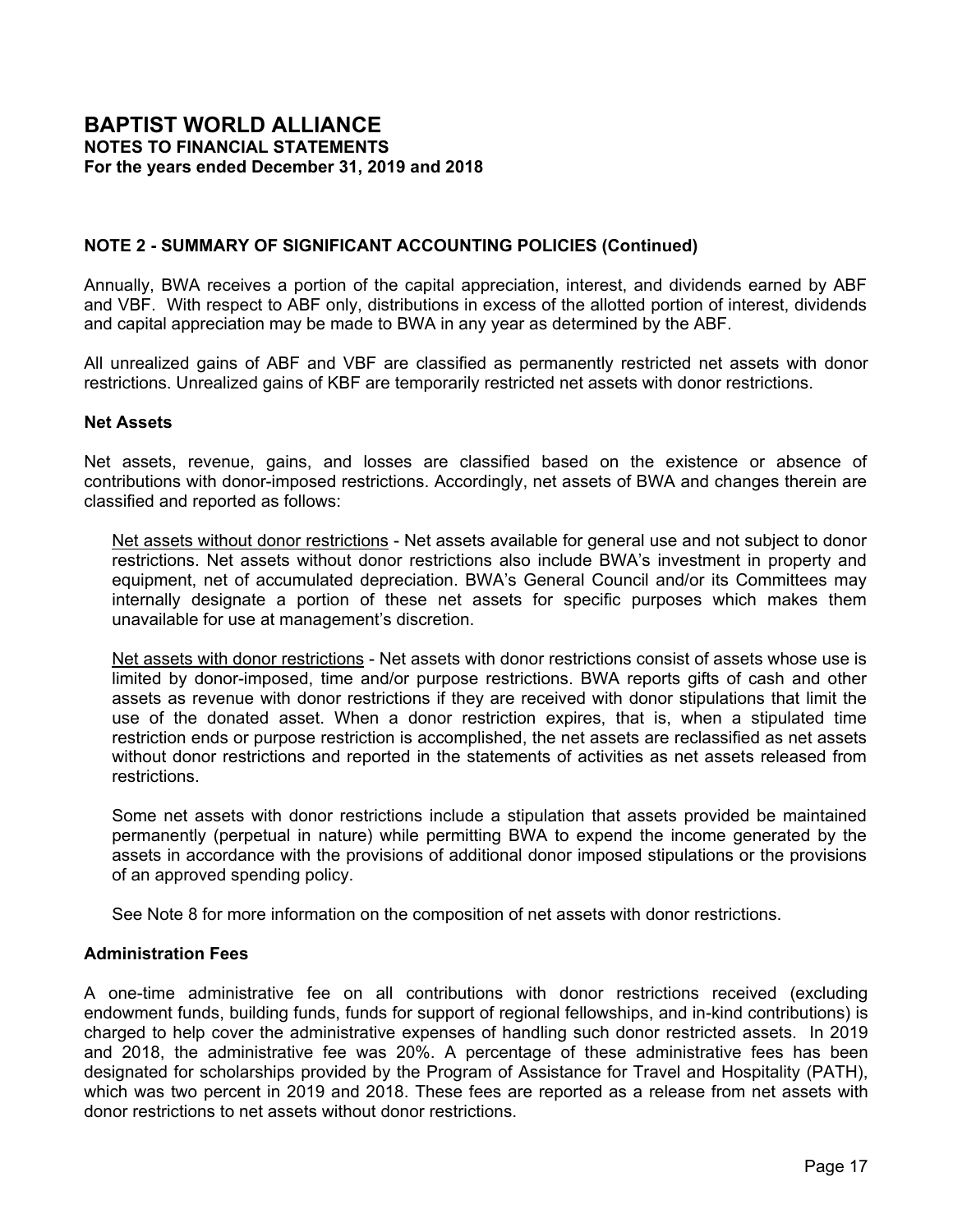## NOTE 2 - SUMMARY OF SIGNIFICANT ACCOUNTING POLICIES (Continued)

Annually, BWA receives a portion of the capital appreciation, interest, and dividends earned by ABF and VBF. With respect to ABF only, distributions in excess of the allotted portion of interest, dividends and capital appreciation may be made to BWA in any year as determined by the ABF.

All unrealized gains of ABF and VBF are classified as permanently restricted net assets with donor restrictions. Unrealized gains of KBF are temporarily restricted net assets with donor restrictions.

### Net Assets

Net assets, revenue, gains, and losses are classified based on the existence or absence of contributions with donor-imposed restrictions. Accordingly, net assets of BWA and changes therein are classified and reported as follows:

Net assets without donor restrictions - Net assets available for general use and not subject to donor restrictions. Net assets without donor restrictions also include BWA's investment in property and equipment, net of accumulated depreciation. BWA's General Council and/or its Committees may internally designate a portion of these net assets for specific purposes which makes them unavailable for use at management's discretion.

Net assets with donor restrictions - Net assets with donor restrictions consist of assets whose use is limited by donor-imposed, time and/or purpose restrictions. BWA reports gifts of cash and other assets as revenue with donor restrictions if they are received with donor stipulations that limit the use of the donated asset. When a donor restriction expires, that is, when a stipulated time restriction ends or purpose restriction is accomplished, the net assets are reclassified as net assets without donor restrictions and reported in the statements of activities as net assets released from restrictions.

Some net assets with donor restrictions include a stipulation that assets provided be maintained permanently (perpetual in nature) while permitting BWA to expend the income generated by the assets in accordance with the provisions of additional donor imposed stipulations or the provisions of an approved spending policy.

See Note 8 for more information on the composition of net assets with donor restrictions.

### Administration Fees

A one-time administrative fee on all contributions with donor restrictions received (excluding endowment funds, building funds, funds for support of regional fellowships, and in-kind contributions) is charged to help cover the administrative expenses of handling such donor restricted assets. In 2019 and 2018, the administrative fee was 20%. A percentage of these administrative fees has been designated for scholarships provided by the Program of Assistance for Travel and Hospitality (PATH), which was two percent in 2019 and 2018. These fees are reported as a release from net assets with donor restrictions to net assets without donor restrictions.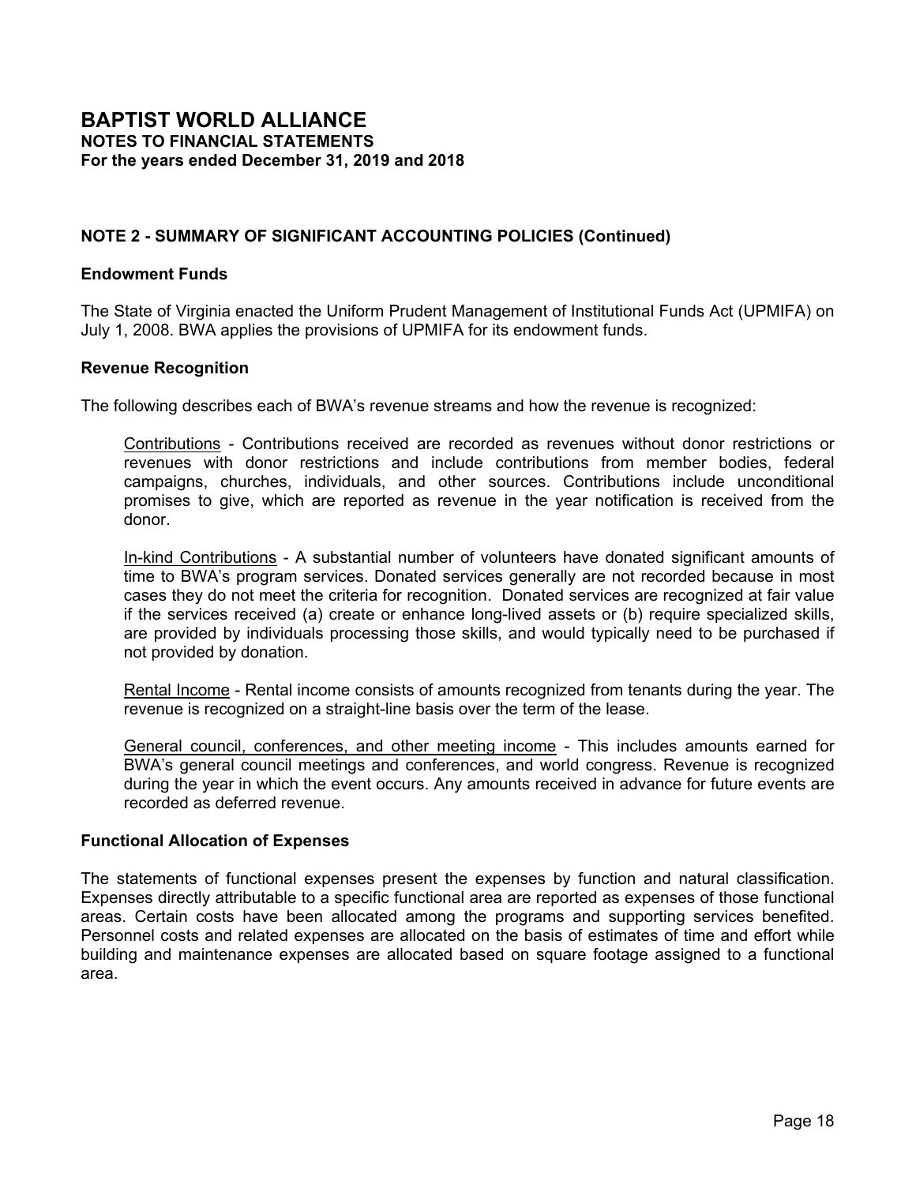# BAPTIST WORLD ALLIANCE
**NOTES TO FINANCIAL STATEMENTS**
**For the years ended December 31, 2019 and 2018**

## NOTE 2 - SUMMARY OF SIGNIFICANT ACCOUNTING POLICIES (Continued)

### Endowment Funds

The State of Virginia enacted the Uniform Prudent Management of Institutional Funds Act (UPMIFA) on July 1, 2008. BWA applies the provisions of UPMIFA for its endowment funds.

### Revenue Recognition

The following describes each of BWA's revenue streams and how the revenue is recognized:

Contributions - Contributions received are recorded as revenues without donor restrictions or revenues with donor restrictions and include contributions from member bodies, federal campaigns, churches, individuals, and other sources. Contributions include unconditional promises to give, which are reported as revenue in the year notification is received from the donor.

In-kind Contributions - A substantial number of volunteers have donated significant amounts of time to BWA's program services. Donated services generally are not recorded because in most cases they do not meet the criteria for recognition. Donated services are recognized at fair value if the services received (a) create or enhance long-lived assets or (b) require specialized skills, are provided by individuals processing those skills, and would typically need to be purchased if not provided by donation.

Rental Income - Rental income consists of amounts recognized from tenants during the year. The revenue is recognized on a straight-line basis over the term of the lease.

General council, conferences, and other meeting income - This includes amounts earned for BWA's general council meetings and conferences, and world congress. Revenue is recognized during the year in which the event occurs. Any amounts received in advance for future events are recorded as deferred revenue.

### Functional Allocation of Expenses

The statements of functional expenses present the expenses by function and natural classification. Expenses directly attributable to a specific functional area are reported as expenses of those functional areas. Certain costs have been allocated among the programs and supporting services benefited. Personnel costs and related expenses are allocated on the basis of estimates of time and effort while building and maintenance expenses are allocated based on square footage assigned to a functional area.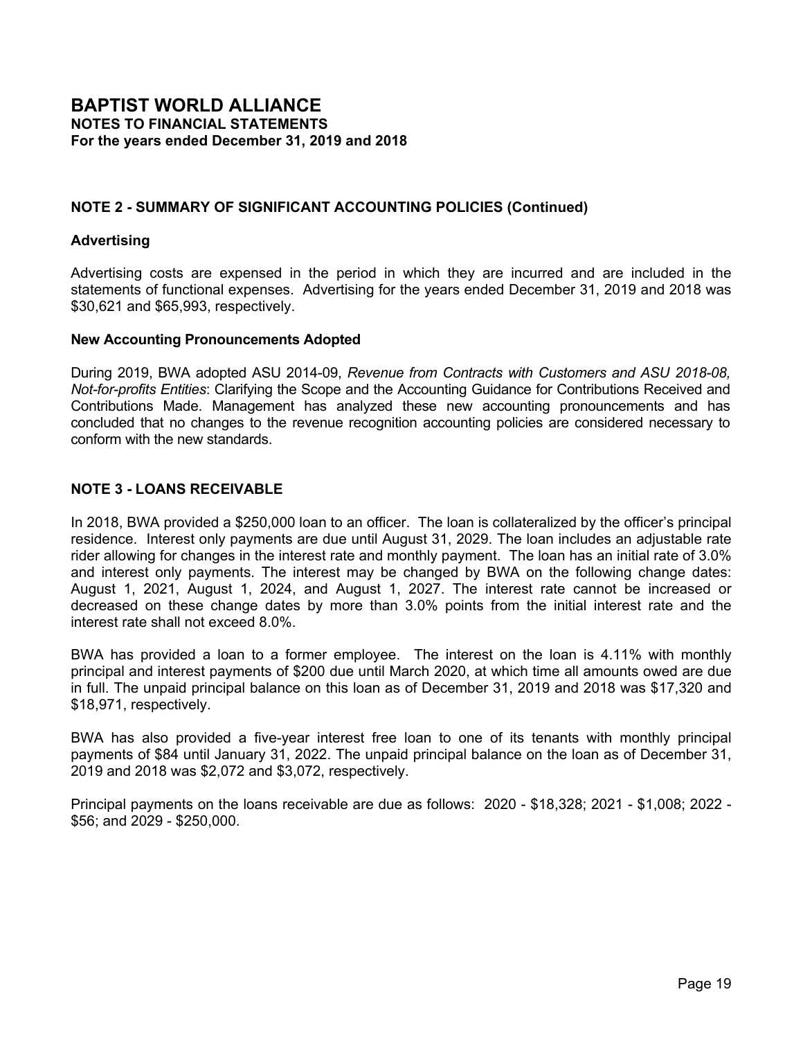## NOTE 2 - SUMMARY OF SIGNIFICANT ACCOUNTING POLICIES (Continued)

### Advertising

Advertising costs are expensed in the period in which they are incurred and are included in the statements of functional expenses. Advertising for the years ended December 31, 2019 and 2018 was $30,621 and $65,993, respectively.

### New Accounting Pronouncements Adopted

During 2019, BWA adopted ASU 2014-09, *Revenue from Contracts with Customers and ASU 2018-08, Not-for-profits Entities*: Clarifying the Scope and the Accounting Guidance for Contributions Received and Contributions Made. Management has analyzed these new accounting pronouncements and has concluded that no changes to the revenue recognition accounting policies are considered necessary to conform with the new standards.

## NOTE 3 - LOANS RECEIVABLE

In 2018, BWA provided a $250,000 loan to an officer. The loan is collateralized by the officer's principal residence. Interest only payments are due until August 31, 2029. The loan includes an adjustable rate rider allowing for changes in the interest rate and monthly payment. The loan has an initial rate of 3.0% and interest only payments. The interest may be changed by BWA on the following change dates: August 1, 2021, August 1, 2024, and August 1, 2027. The interest rate cannot be increased or decreased on these change dates by more than 3.0% points from the initial interest rate and the interest rate shall not exceed 8.0%.

BWA has provided a loan to a former employee. The interest on the loan is 4.11% with monthly principal and interest payments of $200 due until March 2020, at which time all amounts owed are due in full. The unpaid principal balance on this loan as of December 31, 2019 and 2018 was $17,320 and $18,971, respectively.

BWA has also provided a five-year interest free loan to one of its tenants with monthly principal payments of $84 until January 31, 2022. The unpaid principal balance on the loan as of December 31, 2019 and 2018 was $2,072 and $3,072, respectively.

Principal payments on the loans receivable are due as follows: 2020 - $18,328; 2021 - $1,008; 2022 - $56; and 2029 - $250,000.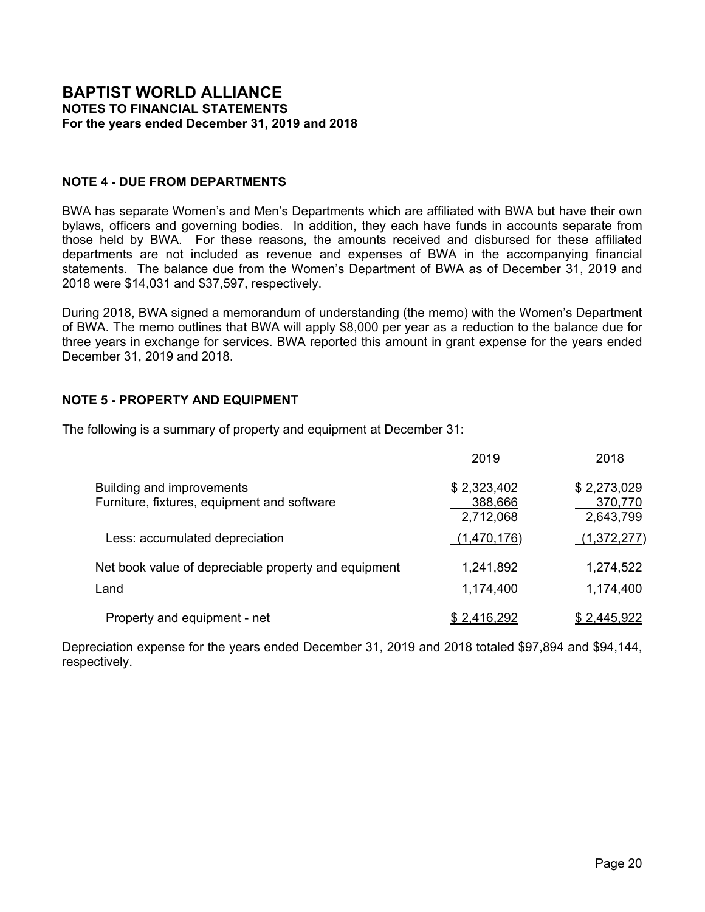# BAPTIST WORLD ALLIANCE
**NOTES TO FINANCIAL STATEMENTS**
**For the years ended December 31, 2019 and 2018**

## NOTE 4 - DUE FROM DEPARTMENTS

BWA has separate Women's and Men's Departments which are affiliated with BWA but have their own bylaws, officers and governing bodies. In addition, they each have funds in accounts separate from those held by BWA. For these reasons, the amounts received and disbursed for these affiliated departments are not included as revenue and expenses of BWA in the accompanying financial statements. The balance due from the Women's Department of BWA as of December 31, 2019 and 2018 were $14,031 and $37,597, respectively.

During 2018, BWA signed a memorandum of understanding (the memo) with the Women's Department of BWA. The memo outlines that BWA will apply $8,000 per year as a reduction to the balance due for three years in exchange for services. BWA reported this amount in grant expense for the years ended December 31, 2019 and 2018.

## NOTE 5 - PROPERTY AND EQUIPMENT

The following is a summary of property and equipment at December 31:

| | 2019 | 2018 |
|---|---|---|
| Building and improvements | $ 2,323,402 | $ 2,273,029 |
| Furniture, fixtures, equipment and software | 388,666 | 370,770 |
| | 2,712,068 | 2,643,799 |
| Less: accumulated depreciation | (1,470,176) | (1,372,277) |
| Net book value of depreciable property and equipment | 1,241,892 | 1,274,522 |
| Land | 1,174,400 | 1,174,400 |
| Property and equipment - net | $ 2,416,292 | $ 2,445,922 |

Depreciation expense for the years ended December 31, 2019 and 2018 totaled $97,894 and $94,144, respectively.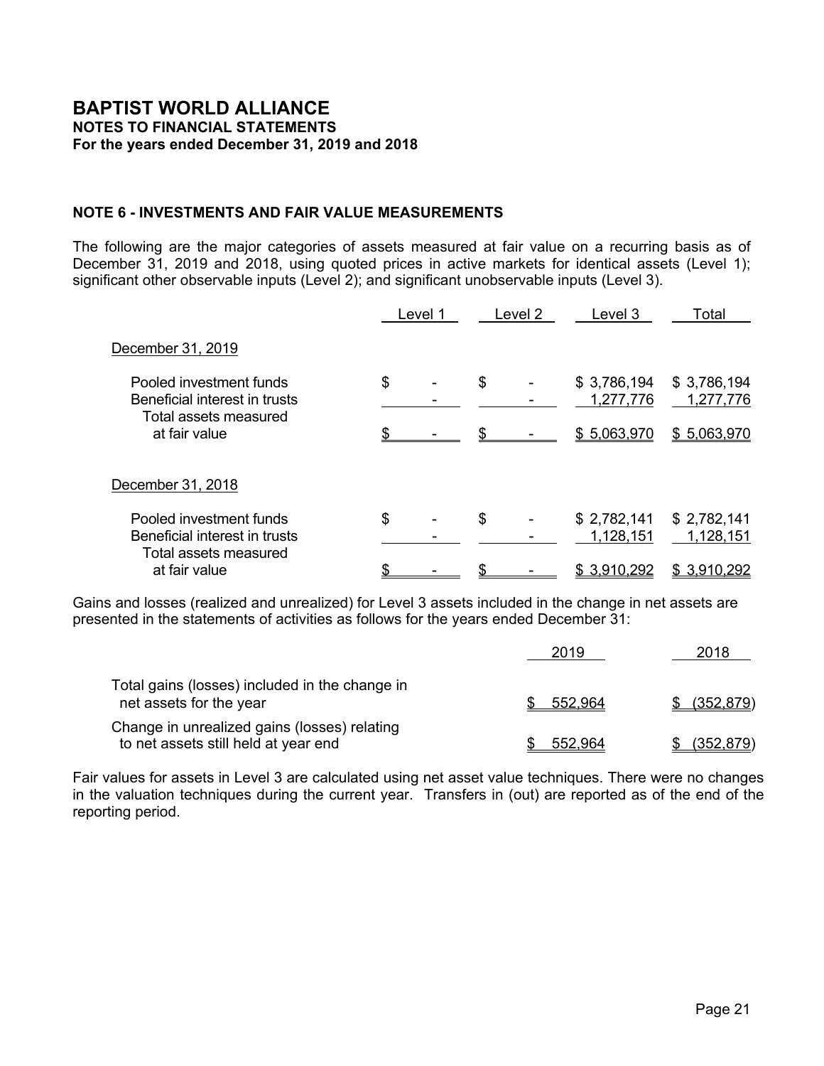# BAPTIST WORLD ALLIANCE

**NOTES TO FINANCIAL STATEMENTS**
**For the years ended December 31, 2019 and 2018**

## NOTE 6 - INVESTMENTS AND FAIR VALUE MEASUREMENTS

The following are the major categories of assets measured at fair value on a recurring basis as of December 31, 2019 and 2018, using quoted prices in active markets for identical assets (Level 1); significant other observable inputs (Level 2); and significant unobservable inputs (Level 3).

| | Level 1 | Level 2 | Level 3 | Total |
|---|---|---|---|---|
| December 31, 2019 | | | | |
| Pooled investment funds | $ - | $ - | $ 3,786,194 | $ 3,786,194 |
| Beneficial interest in trusts | - | - | 1,277,776 | 1,277,776 |
| Total assets measured at fair value | $ - | $ - | $ 5,063,970 | $ 5,063,970 |
| December 31, 2018 | | | | |
| Pooled investment funds | $ - | $ - | $ 2,782,141 | $ 2,782,141 |
| Beneficial interest in trusts | - | - | 1,128,151 | 1,128,151 |
| Total assets measured at fair value | $ - | $ - | $ 3,910,292 | $ 3,910,292 |

Gains and losses (realized and unrealized) for Level 3 assets included in the change in net assets are presented in the statements of activities as follows for the years ended December 31:

| | 2019 | 2018 |
|---|---|---|
| Total gains (losses) included in the change in net assets for the year | $ 552,964 | $ (352,879) |
| Change in unrealized gains (losses) relating to net assets still held at year end | $ 552,964 | $ (352,879) |

Fair values for assets in Level 3 are calculated using net asset value techniques. There were no changes in the valuation techniques during the current year. Transfers in (out) are reported as of the end of the reporting period.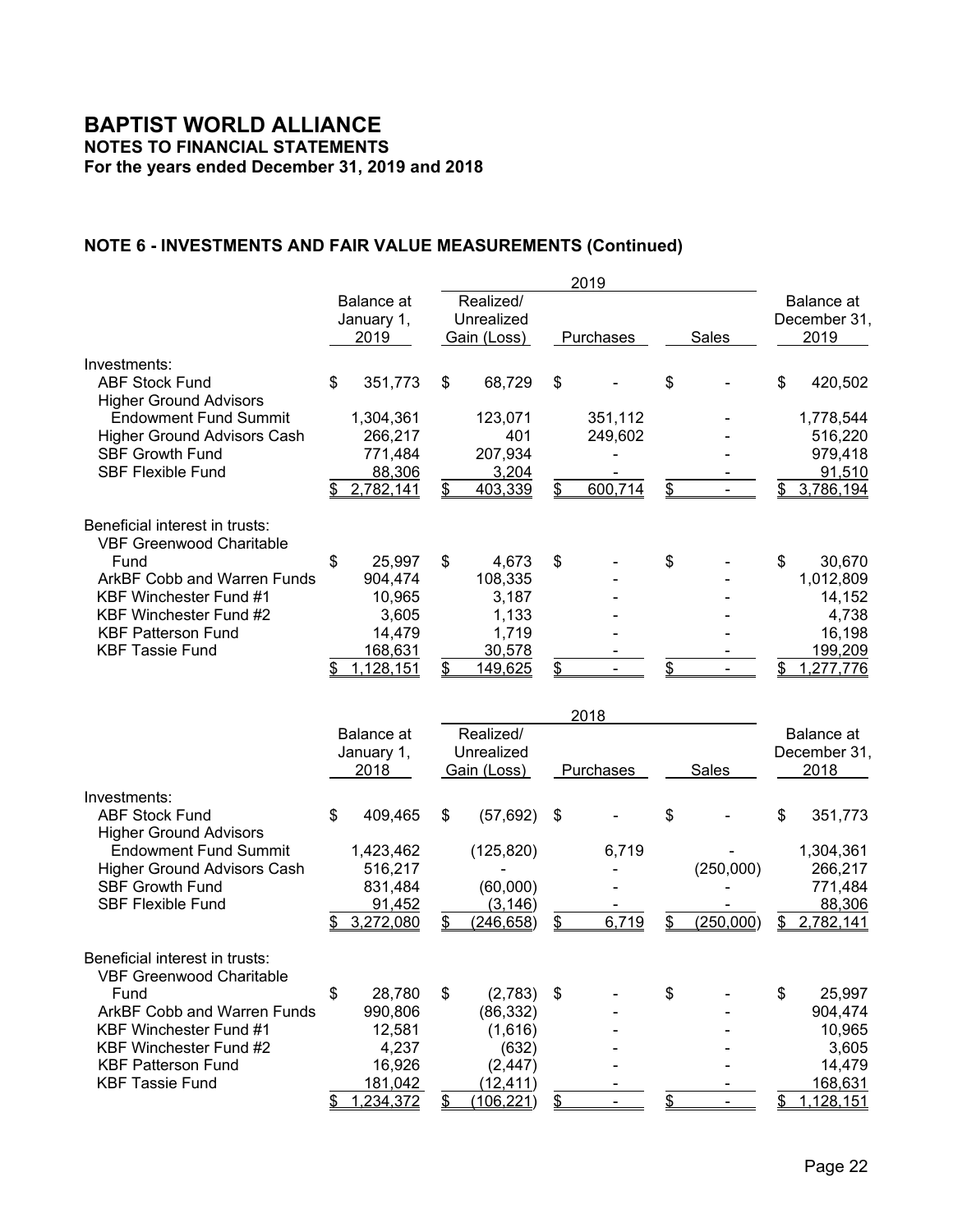# BAPTIST WORLD ALLIANCE

**NOTES TO FINANCIAL STATEMENTS**

**For the years ended December 31, 2019 and 2018**

## NOTE 6 - INVESTMENTS AND FAIR VALUE MEASUREMENTS (Continued)

| | Balance at January 1, 2019 | Realized/ Unrealized Gain (Loss) | Purchases | Sales | Balance at December 31, 2019 |
|---|---|---|---|---|---|
| | | 2019 | | | |
| Investments: | | | | | |
| ABF Stock Fund | $ 351,773 | $ 68,729 | $ - | $ - | $ 420,502 |
| Higher Ground Advisors Endowment Fund Summit | 1,304,361 | 123,071 | 351,112 | - | 1,778,544 |
| Higher Ground Advisors Cash | 266,217 | 401 | 249,602 | - | 516,220 |
| SBF Growth Fund | 771,484 | 207,934 | - | - | 979,418 |
| SBF Flexible Fund | 88,306 | 3,204 | - | - | 91,510 |
| | $ 2,782,141 | $ 403,339 | $ 600,714 | $ - | $ 3,786,194 |
| Beneficial interest in trusts: | | | | | |
| VBF Greenwood Charitable Fund | $ 25,997 | $ 4,673 | $ - | $ - | $ 30,670 |
| ArkBF Cobb and Warren Funds | 904,474 | 108,335 | - | - | 1,012,809 |
| KBF Winchester Fund #1 | 10,965 | 3,187 | - | - | 14,152 |
| KBF Winchester Fund #2 | 3,605 | 1,133 | - | - | 4,738 |
| KBF Patterson Fund | 14,479 | 1,719 | - | - | 16,198 |
| KBF Tassie Fund | 168,631 | 30,578 | - | - | 199,209 |
| | $ 1,128,151 | $ 149,625 | $ - | $ - | $ 1,277,776 |

| | Balance at January 1, 2018 | Realized/ Unrealized Gain (Loss) | Purchases | Sales | Balance at December 31, 2018 |
|---|---|---|---|---|---|
| | | 2018 | | | |
| Investments: | | | | | |
| ABF Stock Fund | $ 409,465 | $ (57,692) | $ - | $ - | $ 351,773 |
| Higher Ground Advisors Endowment Fund Summit | 1,423,462 | (125,820) | 6,719 | - | 1,304,361 |
| Higher Ground Advisors Cash | 516,217 | - | - | (250,000) | 266,217 |
| SBF Growth Fund | 831,484 | (60,000) | - | - | 771,484 |
| SBF Flexible Fund | 91,452 | (3,146) | - | - | 88,306 |
| | $ 3,272,080 | $ (246,658) | $ 6,719 | $ (250,000) | $ 2,782,141 |
| Beneficial interest in trusts: | | | | | |
| VBF Greenwood Charitable Fund | $ 28,780 | $ (2,783) | $ - | $ - | $ 25,997 |
| ArkBF Cobb and Warren Funds | 990,806 | (86,332) | - | - | 904,474 |
| KBF Winchester Fund #1 | 12,581 | (1,616) | - | - | 10,965 |
| KBF Winchester Fund #2 | 4,237 | (632) | - | - | 3,605 |
| KBF Patterson Fund | 16,926 | (2,447) | - | - | 14,479 |
| KBF Tassie Fund | 181,042 | (12,411) | - | - | 168,631 |
| | $ 1,234,372 | $ (106,221) | $ - | $ - | $ 1,128,151 |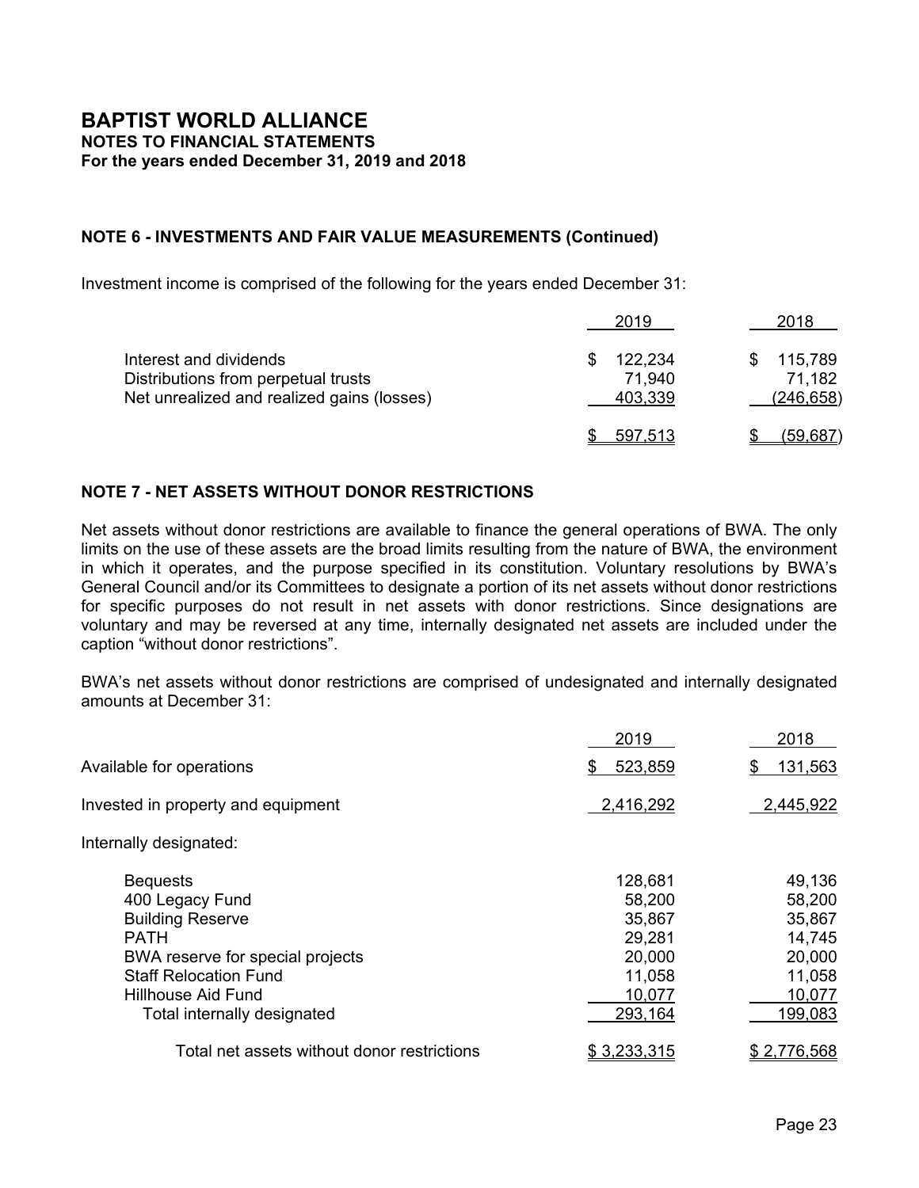# BAPTIST WORLD ALLIANCE
**NOTES TO FINANCIAL STATEMENTS**
**For the years ended December 31, 2019 and 2018**

## NOTE 6 - INVESTMENTS AND FAIR VALUE MEASUREMENTS (Continued)

Investment income is comprised of the following for the years ended December 31:

| | 2019 | 2018 |
|---|---|---|
| Interest and dividends | $ 122,234 | $ 115,789 |
| Distributions from perpetual trusts | 71,940 | 71,182 |
| Net unrealized and realized gains (losses) | 403,339 | (246,658) |
| | $ 597,513 | $ (59,687) |

## NOTE 7 - NET ASSETS WITHOUT DONOR RESTRICTIONS

Net assets without donor restrictions are available to finance the general operations of BWA. The only limits on the use of these assets are the broad limits resulting from the nature of BWA, the environment in which it operates, and the purpose specified in its constitution. Voluntary resolutions by BWA's General Council and/or its Committees to designate a portion of its net assets without donor restrictions for specific purposes do not result in net assets with donor restrictions. Since designations are voluntary and may be reversed at any time, internally designated net assets are included under the caption "without donor restrictions".

BWA's net assets without donor restrictions are comprised of undesignated and internally designated amounts at December 31:

| | 2019 | 2018 |
|---|---|---|
| Available for operations | $ 523,859 | $ 131,563 |
| Invested in property and equipment | 2,416,292 | 2,445,922 |
| Internally designated: | | |
| Bequests | 128,681 | 49,136 |
| 400 Legacy Fund | 58,200 | 58,200 |
| Building Reserve | 35,867 | 35,867 |
| PATH | 29,281 | 14,745 |
| BWA reserve for special projects | 20,000 | 20,000 |
| Staff Relocation Fund | 11,058 | 11,058 |
| Hillhouse Aid Fund | 10,077 | 10,077 |
| Total internally designated | 293,164 | 199,083 |
| Total net assets without donor restrictions | $ 3,233,315 | $ 2,776,568 |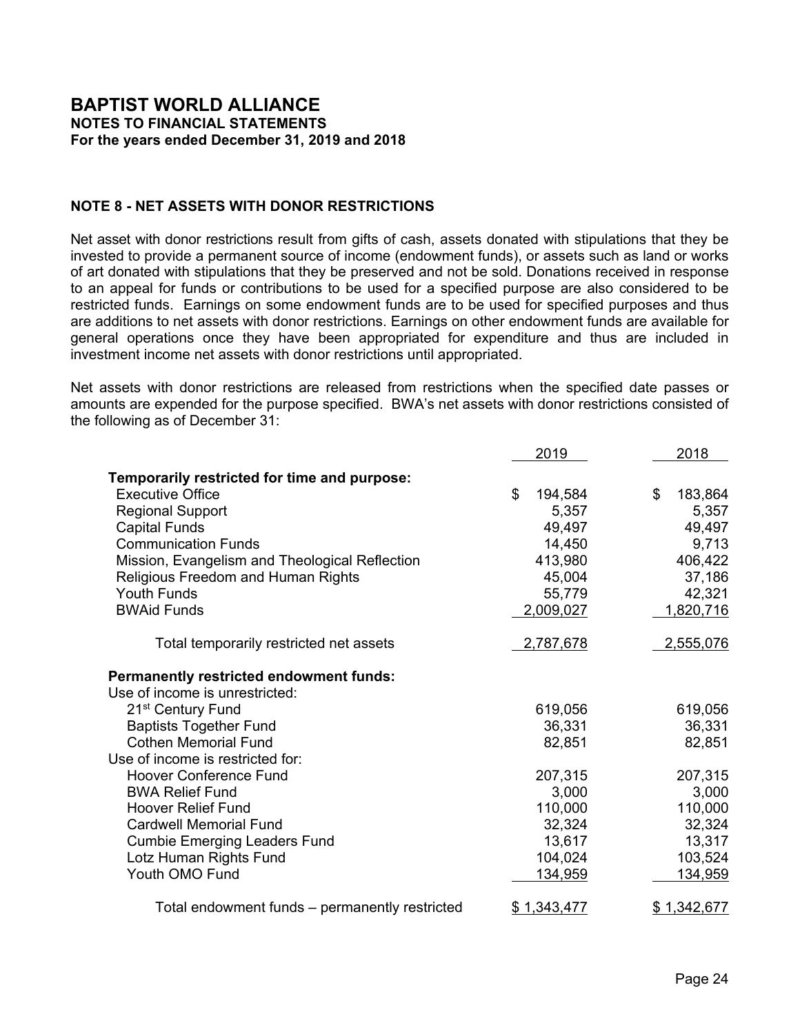# BAPTIST WORLD ALLIANCE

**NOTES TO FINANCIAL STATEMENTS**
**For the years ended December 31, 2019 and 2018**

## NOTE 8 - NET ASSETS WITH DONOR RESTRICTIONS

Net asset with donor restrictions result from gifts of cash, assets donated with stipulations that they be invested to provide a permanent source of income (endowment funds), or assets such as land or works of art donated with stipulations that they be preserved and not be sold. Donations received in response to an appeal for funds or contributions to be used for a specified purpose are also considered to be restricted funds. Earnings on some endowment funds are to be used for specified purposes and thus are additions to net assets with donor restrictions. Earnings on other endowment funds are available for general operations once they have been appropriated for expenditure and thus are included in investment income net assets with donor restrictions until appropriated.

Net assets with donor restrictions are released from restrictions when the specified date passes or amounts are expended for the purpose specified. BWA's net assets with donor restrictions consisted of the following as of December 31:

| | 2019 | 2018 |
|---|---|---|
| **Temporarily restricted for time and purpose:** | | |
| Executive Office | $ 194,584 | $ 183,864 |
| Regional Support | 5,357 | 5,357 |
| Capital Funds | 49,497 | 49,497 |
| Communication Funds | 14,450 | 9,713 |
| Mission, Evangelism and Theological Reflection | 413,980 | 406,422 |
| Religious Freedom and Human Rights | 45,004 | 37,186 |
| Youth Funds | 55,779 | 42,321 |
| BWAid Funds | 2,009,027 | 1,820,716 |
| Total temporarily restricted net assets | 2,787,678 | 2,555,076 |
| **Permanently restricted endowment funds:** | | |
| Use of income is unrestricted: | | |
| 21st Century Fund | 619,056 | 619,056 |
| Baptists Together Fund | 36,331 | 36,331 |
| Cothen Memorial Fund | 82,851 | 82,851 |
| Use of income is restricted for: | | |
| Hoover Conference Fund | 207,315 | 207,315 |
| BWA Relief Fund | 3,000 | 3,000 |
| Hoover Relief Fund | 110,000 | 110,000 |
| Cardwell Memorial Fund | 32,324 | 32,324 |
| Cumbie Emerging Leaders Fund | 13,617 | 13,317 |
| Lotz Human Rights Fund | 104,024 | 103,524 |
| Youth OMO Fund | 134,959 | 134,959 |
| Total endowment funds – permanently restricted | $ 1,343,477 | $ 1,342,677 |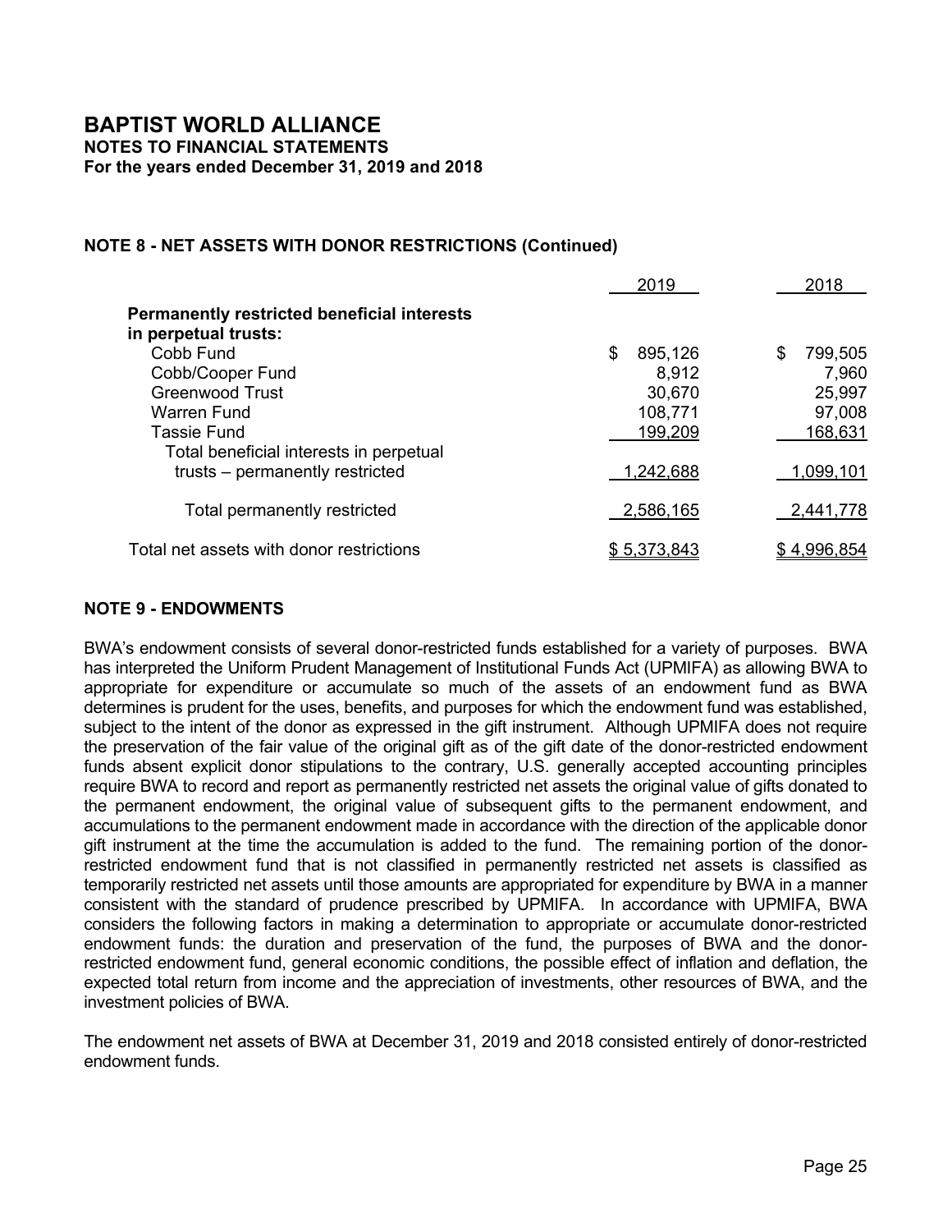# BAPTIST WORLD ALLIANCE
## NOTES TO FINANCIAL STATEMENTS
### For the years ended December 31, 2019 and 2018

### NOTE 8 - NET ASSETS WITH DONOR RESTRICTIONS (Continued)

| | 2019 | 2018 |
|---|---|---|
| **Permanently restricted beneficial interests in perpetual trusts:** | | |
| Cobb Fund | $ 895,126 | $ 799,505 |
| Cobb/Cooper Fund | 8,912 | 7,960 |
| Greenwood Trust | 30,670 | 25,997 |
| Warren Fund | 108,771 | 97,008 |
| Tassie Fund | 199,209 | 168,631 |
| Total beneficial interests in perpetual trusts – permanently restricted | 1,242,688 | 1,099,101 |
| Total permanently restricted | 2,586,165 | 2,441,778 |
| Total net assets with donor restrictions | $ 5,373,843 | $ 4,996,854 |

### NOTE 9 - ENDOWMENTS

BWA's endowment consists of several donor-restricted funds established for a variety of purposes. BWA has interpreted the Uniform Prudent Management of Institutional Funds Act (UPMIFA) as allowing BWA to appropriate for expenditure or accumulate so much of the assets of an endowment fund as BWA determines is prudent for the uses, benefits, and purposes for which the endowment fund was established, subject to the intent of the donor as expressed in the gift instrument. Although UPMIFA does not require the preservation of the fair value of the original gift as of the gift date of the donor-restricted endowment funds absent explicit donor stipulations to the contrary, U.S. generally accepted accounting principles require BWA to record and report as permanently restricted net assets the original value of gifts donated to the permanent endowment, the original value of subsequent gifts to the permanent endowment, and accumulations to the permanent endowment made in accordance with the direction of the applicable donor gift instrument at the time the accumulation is added to the fund. The remaining portion of the donor-restricted endowment fund that is not classified in permanently restricted net assets is classified as temporarily restricted net assets until those amounts are appropriated for expenditure by BWA in a manner consistent with the standard of prudence prescribed by UPMIFA. In accordance with UPMIFA, BWA considers the following factors in making a determination to appropriate or accumulate donor-restricted endowment funds: the duration and preservation of the fund, the purposes of BWA and the donor-restricted endowment fund, general economic conditions, the possible effect of inflation and deflation, the expected total return from income and the appreciation of investments, other resources of BWA, and the investment policies of BWA.

The endowment net assets of BWA at December 31, 2019 and 2018 consisted entirely of donor-restricted endowment funds.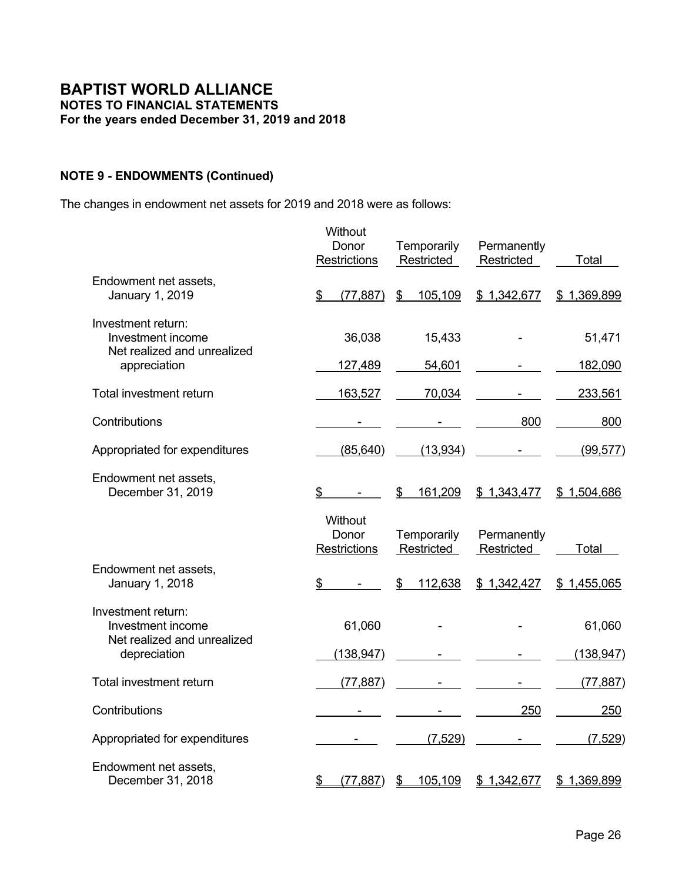# BAPTIST WORLD ALLIANCE
**NOTES TO FINANCIAL STATEMENTS**
**For the years ended December 31, 2019 and 2018**

**NOTE 9 - ENDOWMENTS (Continued)**

The changes in endowment net assets for 2019 and 2018 were as follows:

| | Without Donor Restrictions | Temporarily Restricted | Permanently Restricted | Total |
|---|---|---|---|---|
| Endowment net assets, January 1, 2019 | $ (77,887) | $ 105,109 | $ 1,342,677 | $ 1,369,899 |
| Investment return: | | | | |
| Investment income | 36,038 | 15,433 | - | 51,471 |
| Net realized and unrealized appreciation | 127,489 | 54,601 | - | 182,090 |
| Total investment return | 163,527 | 70,034 | - | 233,561 |
| Contributions | - | - | 800 | 800 |
| Appropriated for expenditures | (85,640) | (13,934) | - | (99,577) |
| Endowment net assets, December 31, 2019 | $ - | $ 161,209 | $ 1,343,477 | $ 1,504,686 |

| | Without Donor Restrictions | Temporarily Restricted | Permanently Restricted | Total |
|---|---|---|---|---|
| Endowment net assets, January 1, 2018 | $ - | $ 112,638 | $ 1,342,427 | $ 1,455,065 |
| Investment return: | | | | |
| Investment income | 61,060 | - | - | 61,060 |
| Net realized and unrealized depreciation | (138,947) | - | - | (138,947) |
| Total investment return | (77,887) | - | - | (77,887) |
| Contributions | - | - | 250 | 250 |
| Appropriated for expenditures | - | (7,529) | - | (7,529) |
| Endowment net assets, December 31, 2018 | $ (77,887) | $ 105,109 | $ 1,342,677 | $ 1,369,899 |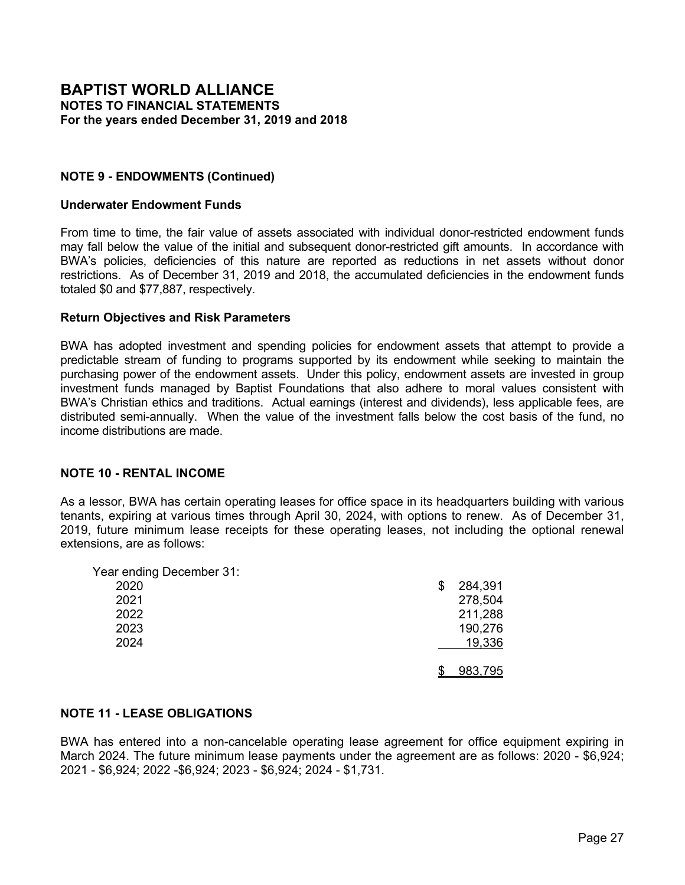# BAPTIST WORLD ALLIANCE
## NOTES TO FINANCIAL STATEMENTS
### For the years ended December 31, 2019 and 2018

### NOTE 9 - ENDOWMENTS (Continued)

**Underwater Endowment Funds**

From time to time, the fair value of assets associated with individual donor-restricted endowment funds may fall below the value of the initial and subsequent donor-restricted gift amounts. In accordance with BWA's policies, deficiencies of this nature are reported as reductions in net assets without donor restrictions. As of December 31, 2019 and 2018, the accumulated deficiencies in the endowment funds totaled $0 and $77,887, respectively.

**Return Objectives and Risk Parameters**

BWA has adopted investment and spending policies for endowment assets that attempt to provide a predictable stream of funding to programs supported by its endowment while seeking to maintain the purchasing power of the endowment assets. Under this policy, endowment assets are invested in group investment funds managed by Baptist Foundations that also adhere to moral values consistent with BWA's Christian ethics and traditions. Actual earnings (interest and dividends), less applicable fees, are distributed semi-annually. When the value of the investment falls below the cost basis of the fund, no income distributions are made.

### NOTE 10 - RENTAL INCOME

As a lessor, BWA has certain operating leases for office space in its headquarters building with various tenants, expiring at various times through April 30, 2024, with options to renew. As of December 31, 2019, future minimum lease receipts for these operating leases, not including the optional renewal extensions, are as follows:

| Year ending December 31: | |
|---|---|
| 2020 | $ 284,391 |
| 2021 | 278,504 |
| 2022 | 211,288 |
| 2023 | 190,276 |
| 2024 | 19,336 |
| | $ 983,795 |

### NOTE 11 - LEASE OBLIGATIONS

BWA has entered into a non-cancelable operating lease agreement for office equipment expiring in March 2024. The future minimum lease payments under the agreement are as follows: 2020 - $6,924; 2021 - $6,924; 2022 -$6,924; 2023 - $6,924; 2024 - $1,731.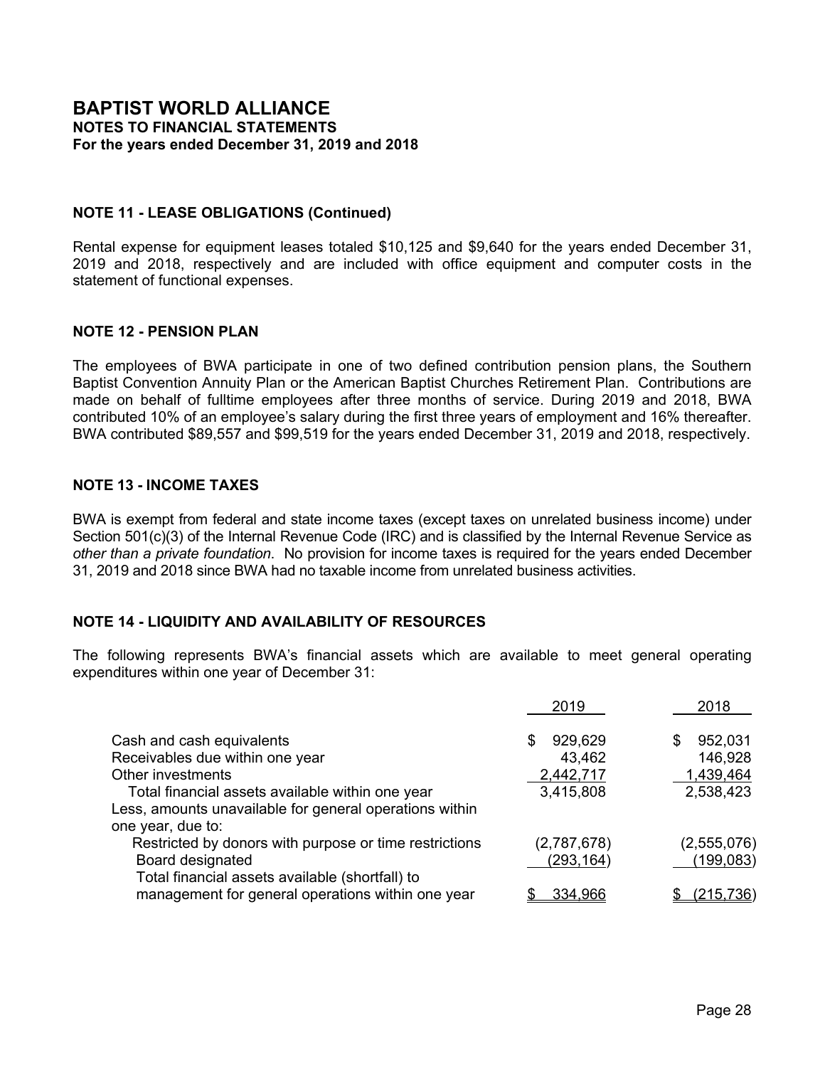# BAPTIST WORLD ALLIANCE
**NOTES TO FINANCIAL STATEMENTS**
**For the years ended December 31, 2019 and 2018**

### NOTE 11 - LEASE OBLIGATIONS (Continued)

Rental expense for equipment leases totaled $10,125 and $9,640 for the years ended December 31, 2019 and 2018, respectively and are included with office equipment and computer costs in the statement of functional expenses.

### NOTE 12 - PENSION PLAN

The employees of BWA participate in one of two defined contribution pension plans, the Southern Baptist Convention Annuity Plan or the American Baptist Churches Retirement Plan. Contributions are made on behalf of fulltime employees after three months of service. During 2019 and 2018, BWA contributed 10% of an employee's salary during the first three years of employment and 16% thereafter. BWA contributed $89,557 and $99,519 for the years ended December 31, 2019 and 2018, respectively.

### NOTE 13 - INCOME TAXES

BWA is exempt from federal and state income taxes (except taxes on unrelated business income) under Section 501(c)(3) of the Internal Revenue Code (IRC) and is classified by the Internal Revenue Service as *other than a private foundation*. No provision for income taxes is required for the years ended December 31, 2019 and 2018 since BWA had no taxable income from unrelated business activities.

### NOTE 14 - LIQUIDITY AND AVAILABILITY OF RESOURCES

The following represents BWA's financial assets which are available to meet general operating expenditures within one year of December 31:

| | 2019 | 2018 |
|---|---|---|
| Cash and cash equivalents | $ 929,629 | $ 952,031 |
| Receivables due within one year | 43,462 | 146,928 |
| Other investments | 2,442,717 | 1,439,464 |
| Total financial assets available within one year | 3,415,808 | 2,538,423 |
| Less, amounts unavailable for general operations within one year, due to: | | |
| Restricted by donors with purpose or time restrictions | (2,787,678) | (2,555,076) |
| Board designated | (293,164) | (199,083) |
| Total financial assets available (shortfall) to management for general operations within one year | $ 334,966 | $ (215,736) |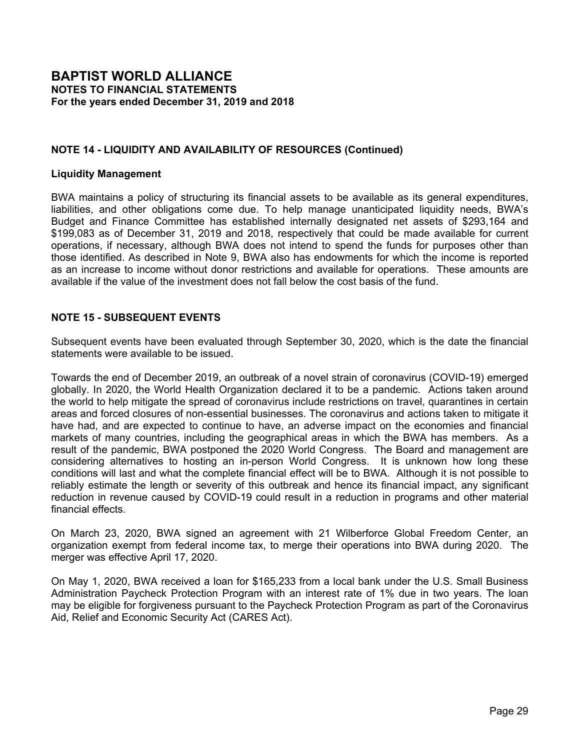# BAPTIST WORLD ALLIANCE
**NOTES TO FINANCIAL STATEMENTS**
**For the years ended December 31, 2019 and 2018**

## NOTE 14 - LIQUIDITY AND AVAILABILITY OF RESOURCES (Continued)

### Liquidity Management

BWA maintains a policy of structuring its financial assets to be available as its general expenditures, liabilities, and other obligations come due. To help manage unanticipated liquidity needs, BWA's Budget and Finance Committee has established internally designated net assets of $293,164 and $199,083 as of December 31, 2019 and 2018, respectively that could be made available for current operations, if necessary, although BWA does not intend to spend the funds for purposes other than those identified. As described in Note 9, BWA also has endowments for which the income is reported as an increase to income without donor restrictions and available for operations. These amounts are available if the value of the investment does not fall below the cost basis of the fund.

## NOTE 15 - SUBSEQUENT EVENTS

Subsequent events have been evaluated through September 30, 2020, which is the date the financial statements were available to be issued.

Towards the end of December 2019, an outbreak of a novel strain of coronavirus (COVID-19) emerged globally. In 2020, the World Health Organization declared it to be a pandemic. Actions taken around the world to help mitigate the spread of coronavirus include restrictions on travel, quarantines in certain areas and forced closures of non-essential businesses. The coronavirus and actions taken to mitigate it have had, and are expected to continue to have, an adverse impact on the economies and financial markets of many countries, including the geographical areas in which the BWA has members. As a result of the pandemic, BWA postponed the 2020 World Congress. The Board and management are considering alternatives to hosting an in-person World Congress. It is unknown how long these conditions will last and what the complete financial effect will be to BWA. Although it is not possible to reliably estimate the length or severity of this outbreak and hence its financial impact, any significant reduction in revenue caused by COVID-19 could result in a reduction in programs and other material financial effects.

On March 23, 2020, BWA signed an agreement with 21 Wilberforce Global Freedom Center, an organization exempt from federal income tax, to merge their operations into BWA during 2020. The merger was effective April 17, 2020.

On May 1, 2020, BWA received a loan for $165,233 from a local bank under the U.S. Small Business Administration Paycheck Protection Program with an interest rate of 1% due in two years. The loan may be eligible for forgiveness pursuant to the Paycheck Protection Program as part of the Coronavirus Aid, Relief and Economic Security Act (CARES Act).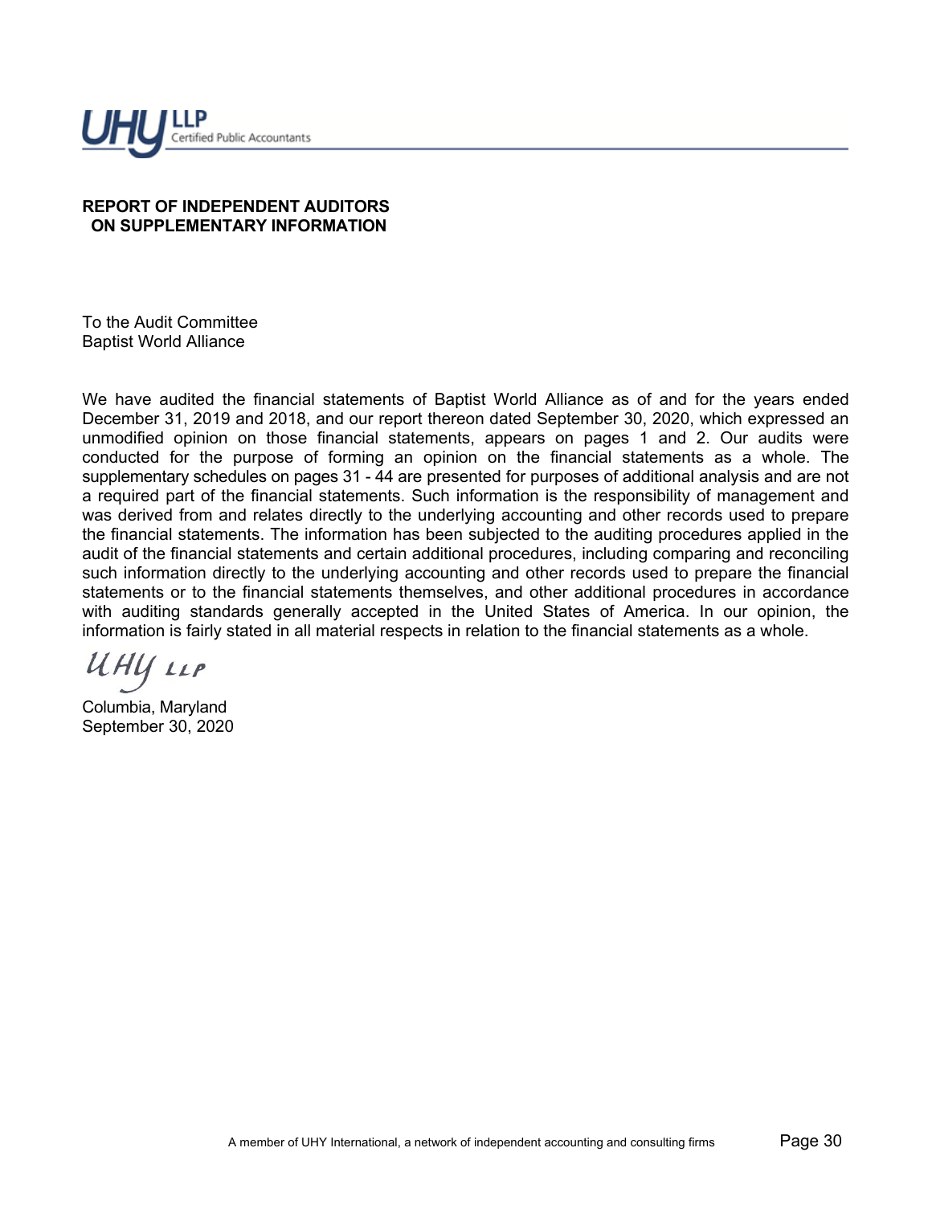**UHY LLP**
Certified Public Accountants

**REPORT OF INDEPENDENT AUDITORS ON SUPPLEMENTARY INFORMATION**

To the Audit Committee
Baptist World Alliance

We have audited the financial statements of Baptist World Alliance as of and for the years ended December 31, 2019 and 2018, and our report thereon dated September 30, 2020, which expressed an unmodified opinion on those financial statements, appears on pages 1 and 2. Our audits were conducted for the purpose of forming an opinion on the financial statements as a whole. The supplementary schedules on pages 31 - 44 are presented for purposes of additional analysis and are not a required part of the financial statements. Such information is the responsibility of management and was derived from and relates directly to the underlying accounting and other records used to prepare the financial statements. The information has been subjected to the auditing procedures applied in the audit of the financial statements and certain additional procedures, including comparing and reconciling such information directly to the underlying accounting and other records used to prepare the financial statements or to the financial statements themselves, and other additional procedures in accordance with auditing standards generally accepted in the United States of America. In our opinion, the information is fairly stated in all material respects in relation to the financial statements as a whole.

*UHY LLP*

Columbia, Maryland
September 30, 2020

A member of UHY International, a network of independent accounting and consulting firms